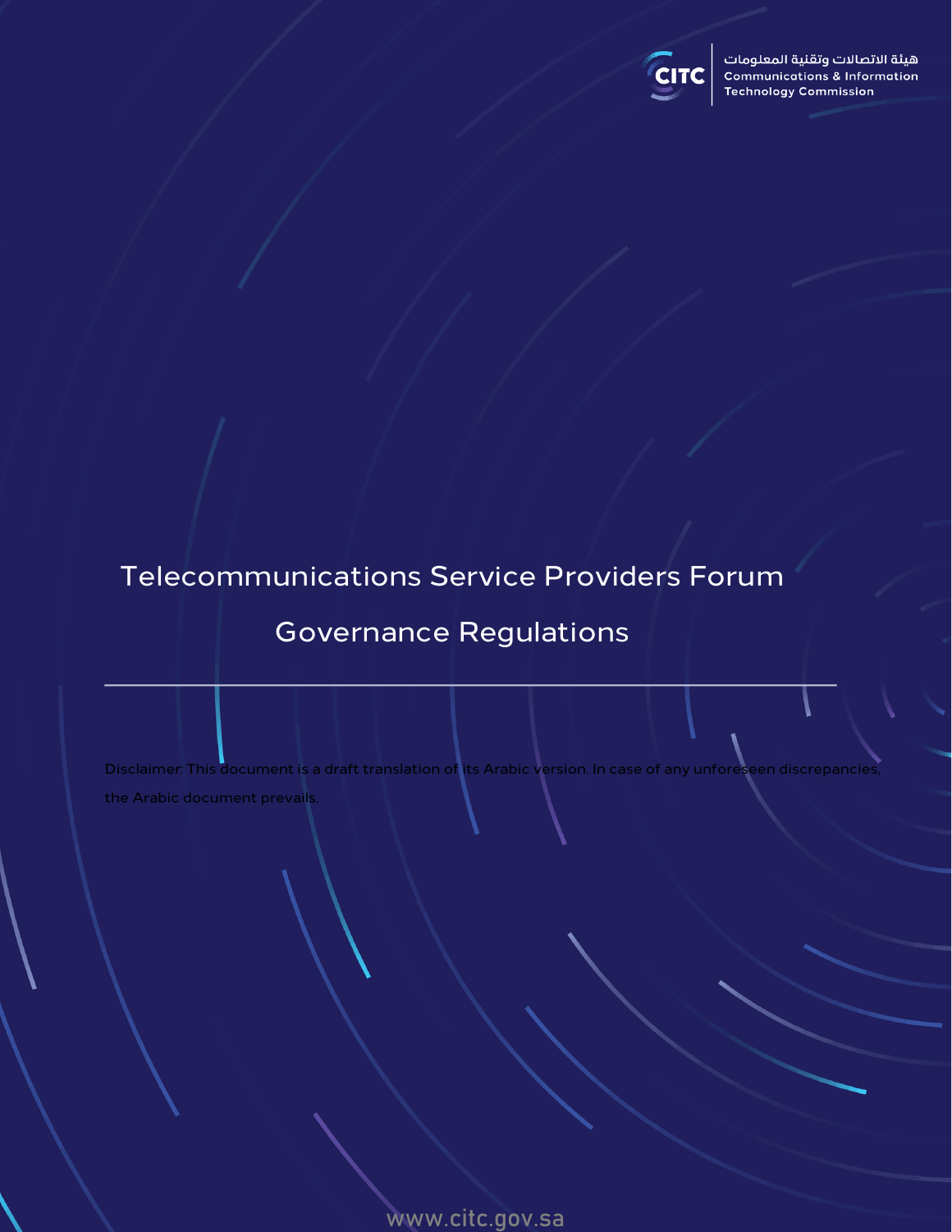هيئة الاتصالات وتقنية المعلومات
Communications & Information Technology Commission

# Telecommunications Service Providers Forum Governance Regulations

Disclaimer: This document is a draft translation of its Arabic version. In case of any unforeseen discrepancies, the Arabic document prevails.

www.citc.gov.sa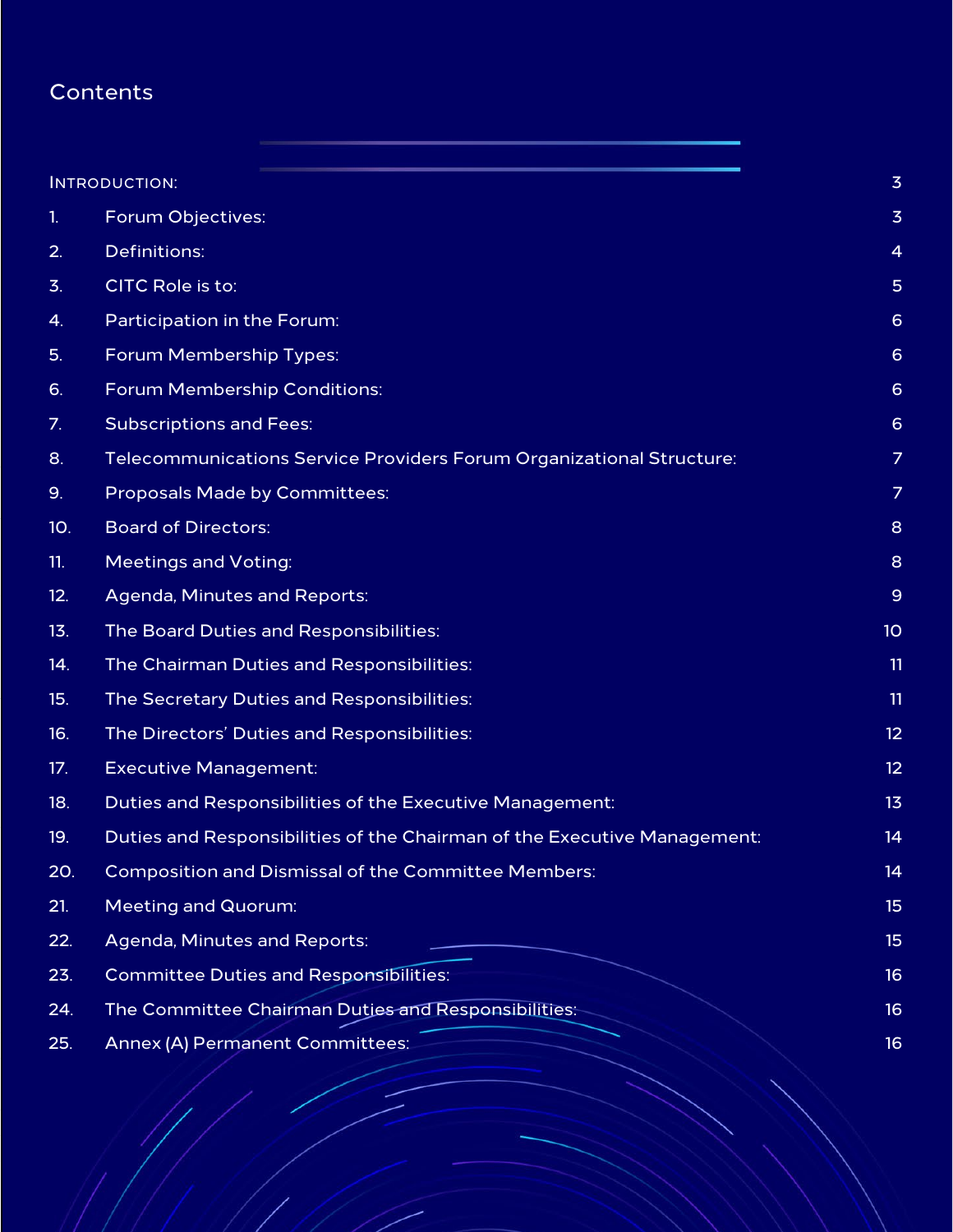# Contents

| | | |
|---|---|---|
| INTRODUCTION: | | 3 |
| 1. | Forum Objectives: | 3 |
| 2. | Definitions: | 4 |
| 3. | CITC Role is to: | 5 |
| 4. | Participation in the Forum: | 6 |
| 5. | Forum Membership Types: | 6 |
| 6. | Forum Membership Conditions: | 6 |
| 7. | Subscriptions and Fees: | 6 |
| 8. | Telecommunications Service Providers Forum Organizational Structure: | 7 |
| 9. | Proposals Made by Committees: | 7 |
| 10. | Board of Directors: | 8 |
| 11. | Meetings and Voting: | 8 |
| 12. | Agenda, Minutes and Reports: | 9 |
| 13. | The Board Duties and Responsibilities: | 10 |
| 14. | The Chairman Duties and Responsibilities: | 11 |
| 15. | The Secretary Duties and Responsibilities: | 11 |
| 16. | The Directors' Duties and Responsibilities: | 12 |
| 17. | Executive Management: | 12 |
| 18. | Duties and Responsibilities of the Executive Management: | 13 |
| 19. | Duties and Responsibilities of the Chairman of the Executive Management: | 14 |
| 20. | Composition and Dismissal of the Committee Members: | 14 |
| 21. | Meeting and Quorum: | 15 |
| 22. | Agenda, Minutes and Reports: | 15 |
| 23. | Committee Duties and Responsibilities: | 16 |
| 24. | The Committee Chairman Duties and Responsibilities: | 16 |
| 25. | Annex (A) Permanent Committees: | 16 |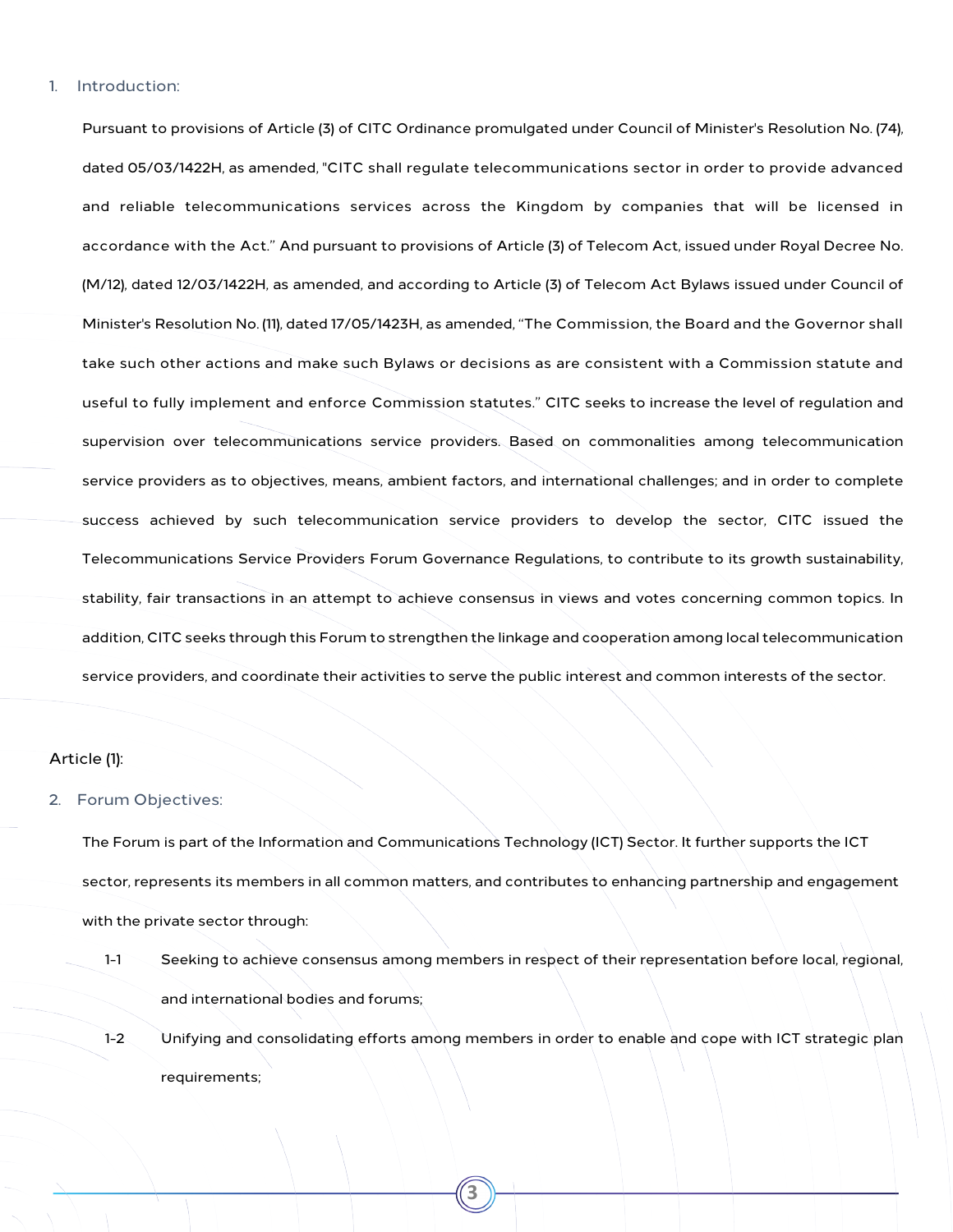## 1. Introduction:

Pursuant to provisions of Article (3) of CITC Ordinance promulgated under Council of Minister's Resolution No. (74), dated 05/03/1422H, as amended, "CITC shall regulate telecommunications sector in order to provide advanced and reliable telecommunications services across the Kingdom by companies that will be licensed in accordance with the Act." And pursuant to provisions of Article (3) of Telecom Act, issued under Royal Decree No. (M/12), dated 12/03/1422H, as amended, and according to Article (3) of Telecom Act Bylaws issued under Council of Minister's Resolution No. (11), dated 17/05/1423H, as amended, "The Commission, the Board and the Governor shall take such other actions and make such Bylaws or decisions as are consistent with a Commission statute and useful to fully implement and enforce Commission statutes." CITC seeks to increase the level of regulation and supervision over telecommunications service providers. Based on commonalities among telecommunication service providers as to objectives, means, ambient factors, and international challenges; and in order to complete success achieved by such telecommunication service providers to develop the sector, CITC issued the Telecommunications Service Providers Forum Governance Regulations, to contribute to its growth sustainability, stability, fair transactions in an attempt to achieve consensus in views and votes concerning common topics. In addition, CITC seeks through this Forum to strengthen the linkage and cooperation among local telecommunication service providers, and coordinate their activities to serve the public interest and common interests of the sector.

Article (1):

## 2. Forum Objectives:

The Forum is part of the Information and Communications Technology (ICT) Sector. It further supports the ICT sector, represents its members in all common matters, and contributes to enhancing partnership and engagement with the private sector through:

1-1 Seeking to achieve consensus among members in respect of their representation before local, regional, and international bodies and forums;

1-2 Unifying and consolidating efforts among members in order to enable and cope with ICT strategic plan requirements;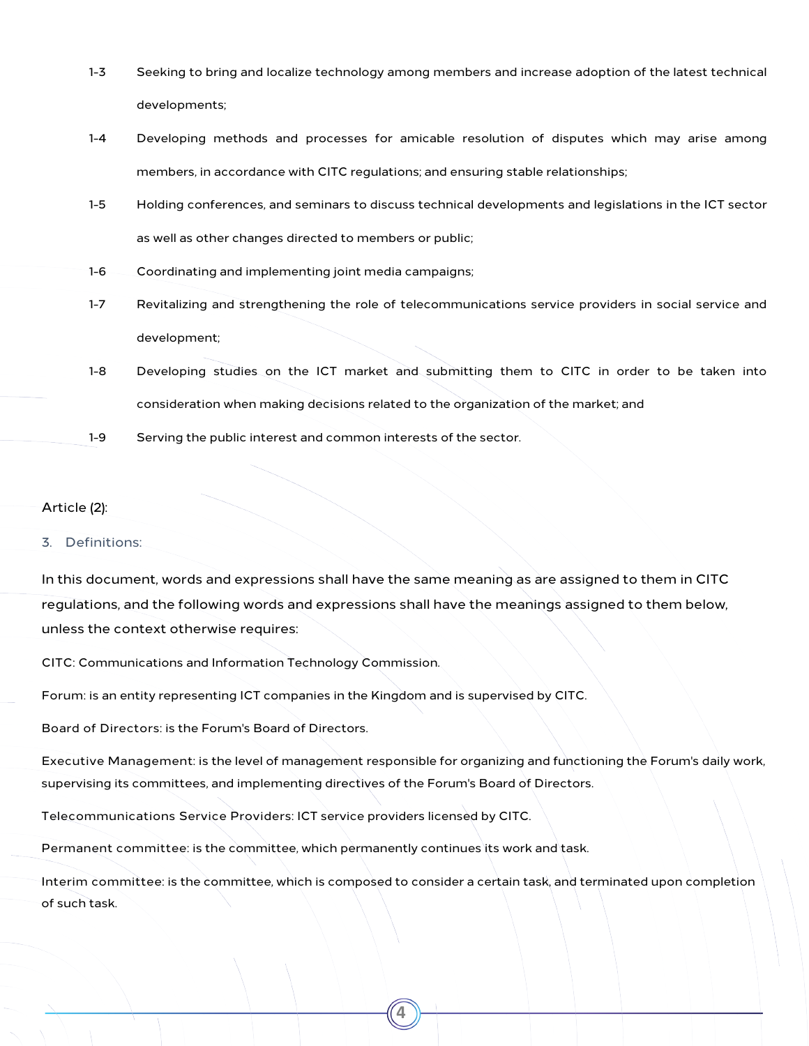1-3 Seeking to bring and localize technology among members and increase adoption of the latest technical developments;

1-4 Developing methods and processes for amicable resolution of disputes which may arise among members, in accordance with CITC regulations; and ensuring stable relationships;

1-5 Holding conferences, and seminars to discuss technical developments and legislations in the ICT sector as well as other changes directed to members or public;

1-6 Coordinating and implementing joint media campaigns;

1-7 Revitalizing and strengthening the role of telecommunications service providers in social service and development;

1-8 Developing studies on the ICT market and submitting them to CITC in order to be taken into consideration when making decisions related to the organization of the market; and

1-9 Serving the public interest and common interests of the sector.

## Article (2):

### 3. Definitions:

In this document, words and expressions shall have the same meaning as are assigned to them in CITC regulations, and the following words and expressions shall have the meanings assigned to them below, unless the context otherwise requires:

CITC: Communications and Information Technology Commission.

Forum: is an entity representing ICT companies in the Kingdom and is supervised by CITC.

Board of Directors: is the Forum's Board of Directors.

Executive Management: is the level of management responsible for organizing and functioning the Forum's daily work, supervising its committees, and implementing directives of the Forum's Board of Directors.

Telecommunications Service Providers: ICT service providers licensed by CITC.

Permanent committee: is the committee, which permanently continues its work and task.

Interim committee: is the committee, which is composed to consider a certain task, and terminated upon completion of such task.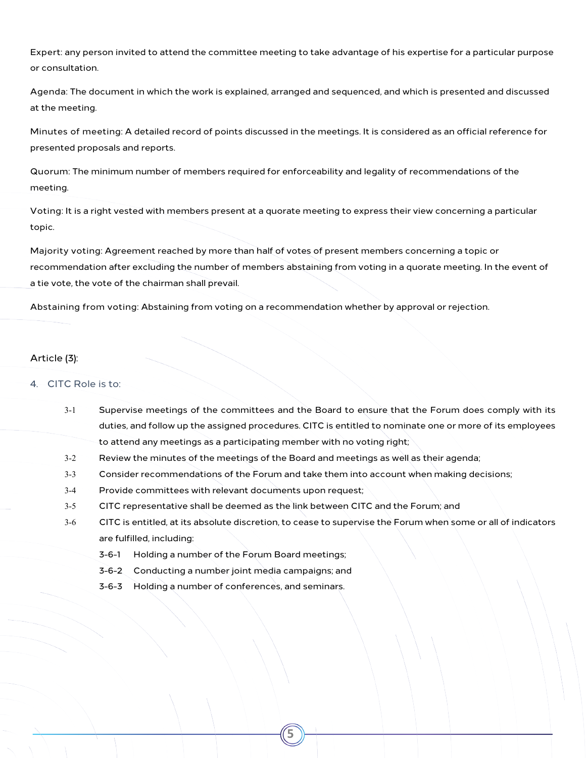Expert: any person invited to attend the committee meeting to take advantage of his expertise for a particular purpose or consultation.

Agenda: The document in which the work is explained, arranged and sequenced, and which is presented and discussed at the meeting.

Minutes of meeting: A detailed record of points discussed in the meetings. It is considered as an official reference for presented proposals and reports.

Quorum: The minimum number of members required for enforceability and legality of recommendations of the meeting.

Voting: It is a right vested with members present at a quorate meeting to express their view concerning a particular topic.

Majority voting: Agreement reached by more than half of votes of present members concerning a topic or recommendation after excluding the number of members abstaining from voting in a quorate meeting. In the event of a tie vote, the vote of the chairman shall prevail.

Abstaining from voting: Abstaining from voting on a recommendation whether by approval or rejection.

## Article (3):

4. CITC Role is to:

3-1 Supervise meetings of the committees and the Board to ensure that the Forum does comply with its duties, and follow up the assigned procedures. CITC is entitled to nominate one or more of its employees to attend any meetings as a participating member with no voting right;

3-2 Review the minutes of the meetings of the Board and meetings as well as their agenda;

3-3 Consider recommendations of the Forum and take them into account when making decisions;

3-4 Provide committees with relevant documents upon request;

3-5 CITC representative shall be deemed as the link between CITC and the Forum; and

3-6 CITC is entitled, at its absolute discretion, to cease to supervise the Forum when some or all of indicators are fulfilled, including:

- 3-6-1 Holding a number of the Forum Board meetings;
- 3-6-2 Conducting a number joint media campaigns; and
- 3-6-3 Holding a number of conferences, and seminars.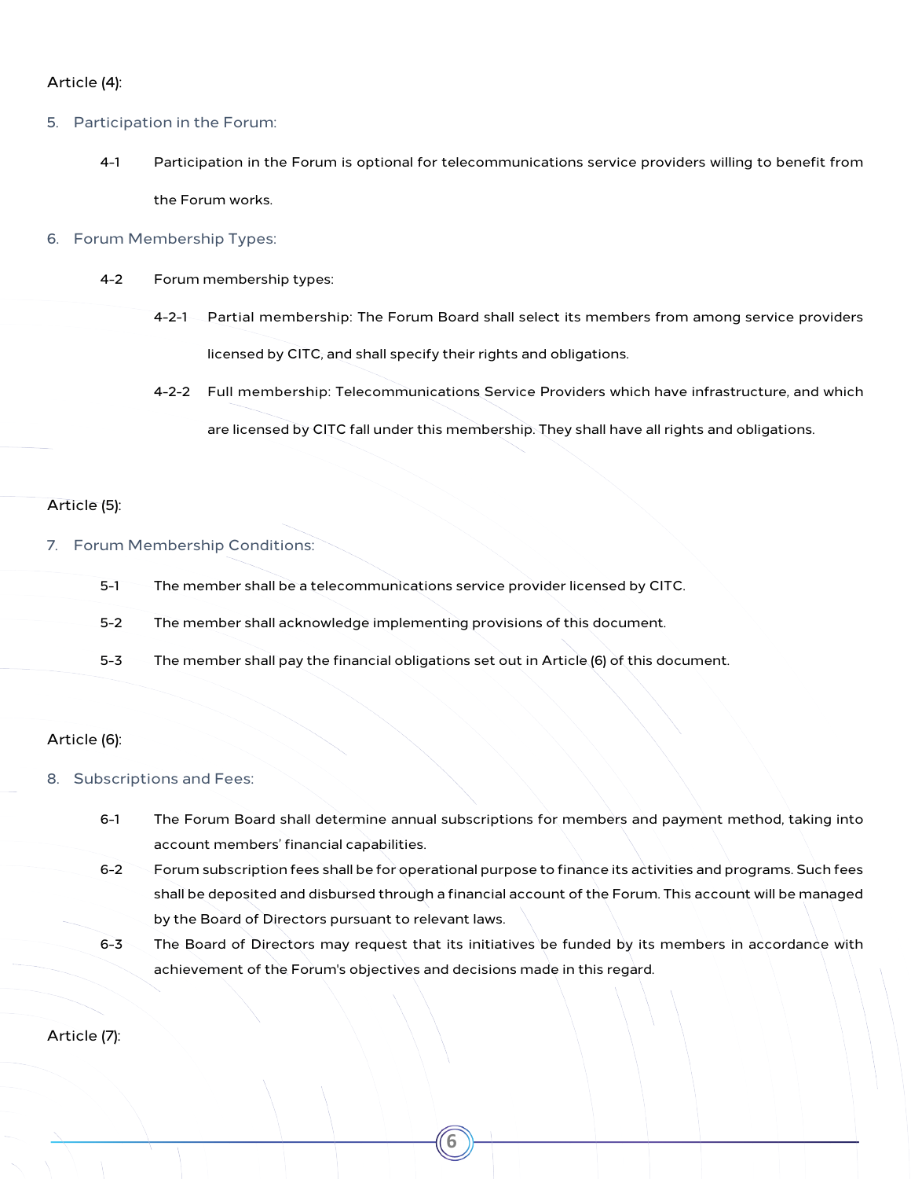Article (4):

5. Participation in the Forum:

4-1 Participation in the Forum is optional for telecommunications service providers willing to benefit from the Forum works.

6. Forum Membership Types:

4-2 Forum membership types:

4-2-1 Partial membership: The Forum Board shall select its members from among service providers licensed by CITC, and shall specify their rights and obligations.

4-2-2 Full membership: Telecommunications Service Providers which have infrastructure, and which are licensed by CITC fall under this membership. They shall have all rights and obligations.

Article (5):

7. Forum Membership Conditions:

5-1 The member shall be a telecommunications service provider licensed by CITC.

5-2 The member shall acknowledge implementing provisions of this document.

5-3 The member shall pay the financial obligations set out in Article (6) of this document.

Article (6):

8. Subscriptions and Fees:

6-1 The Forum Board shall determine annual subscriptions for members and payment method, taking into account members' financial capabilities.

6-2 Forum subscription fees shall be for operational purpose to finance its activities and programs. Such fees shall be deposited and disbursed through a financial account of the Forum. This account will be managed by the Board of Directors pursuant to relevant laws.

6-3 The Board of Directors may request that its initiatives be funded by its members in accordance with achievement of the Forum's objectives and decisions made in this regard.

Article (7):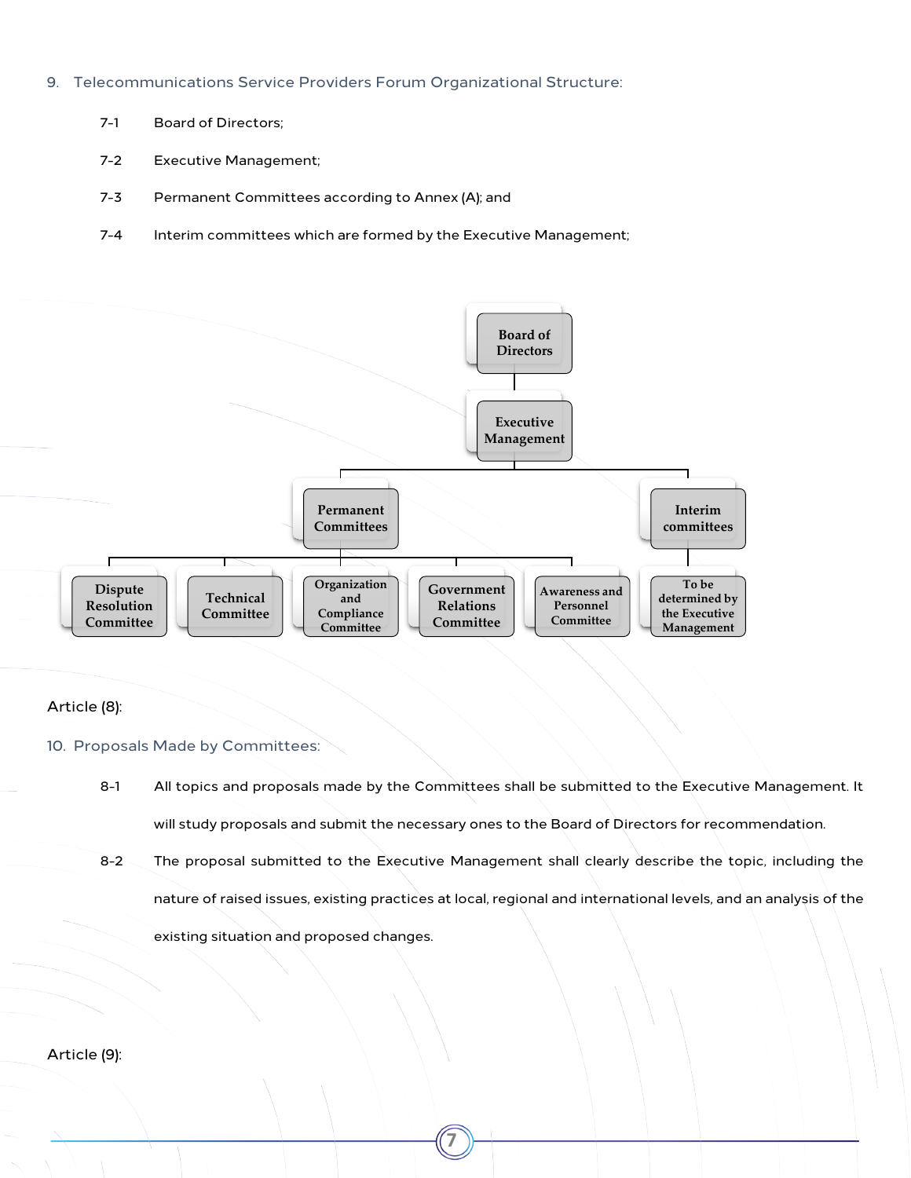9. Telecommunications Service Providers Forum Organizational Structure:

7-1 Board of Directors;

7-2 Executive Management;

7-3 Permanent Committees according to Annex (A); and

7-4 Interim committees which are formed by the Executive Management;

- Board of Directors
  - Executive Management
    - Permanent Committees
      - Dispute Resolution Committee
      - Technical Committee
      - Organization and Compliance Committee
      - Government Relations Committee
      - Awareness and Personnel Committee
    - Interim committees
      - To be determined by the Executive Management

Article (8):

10. Proposals Made by Committees:

8-1 All topics and proposals made by the Committees shall be submitted to the Executive Management. It will study proposals and submit the necessary ones to the Board of Directors for recommendation.

8-2 The proposal submitted to the Executive Management shall clearly describe the topic, including the nature of raised issues, existing practices at local, regional and international levels, and an analysis of the existing situation and proposed changes.

Article (9):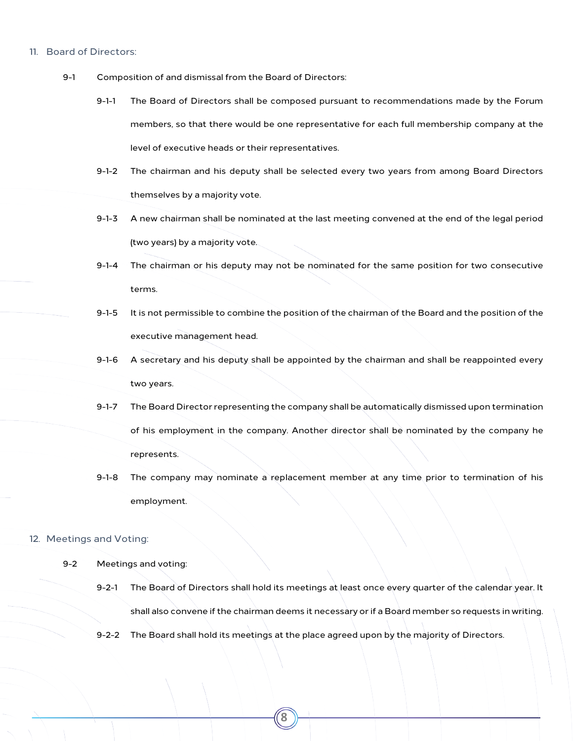## 11. Board of Directors:

9-1 Composition of and dismissal from the Board of Directors:

- 9-1-1 The Board of Directors shall be composed pursuant to recommendations made by the Forum members, so that there would be one representative for each full membership company at the level of executive heads or their representatives.
- 9-1-2 The chairman and his deputy shall be selected every two years from among Board Directors themselves by a majority vote.
- 9-1-3 A new chairman shall be nominated at the last meeting convened at the end of the legal period (two years) by a majority vote.
- 9-1-4 The chairman or his deputy may not be nominated for the same position for two consecutive terms.
- 9-1-5 It is not permissible to combine the position of the chairman of the Board and the position of the executive management head.
- 9-1-6 A secretary and his deputy shall be appointed by the chairman and shall be reappointed every two years.
- 9-1-7 The Board Director representing the company shall be automatically dismissed upon termination of his employment in the company. Another director shall be nominated by the company he represents.
- 9-1-8 The company may nominate a replacement member at any time prior to termination of his employment.

## 12. Meetings and Voting:

9-2 Meetings and voting:

- 9-2-1 The Board of Directors shall hold its meetings at least once every quarter of the calendar year. It shall also convene if the chairman deems it necessary or if a Board member so requests in writing.
- 9-2-2 The Board shall hold its meetings at the place agreed upon by the majority of Directors.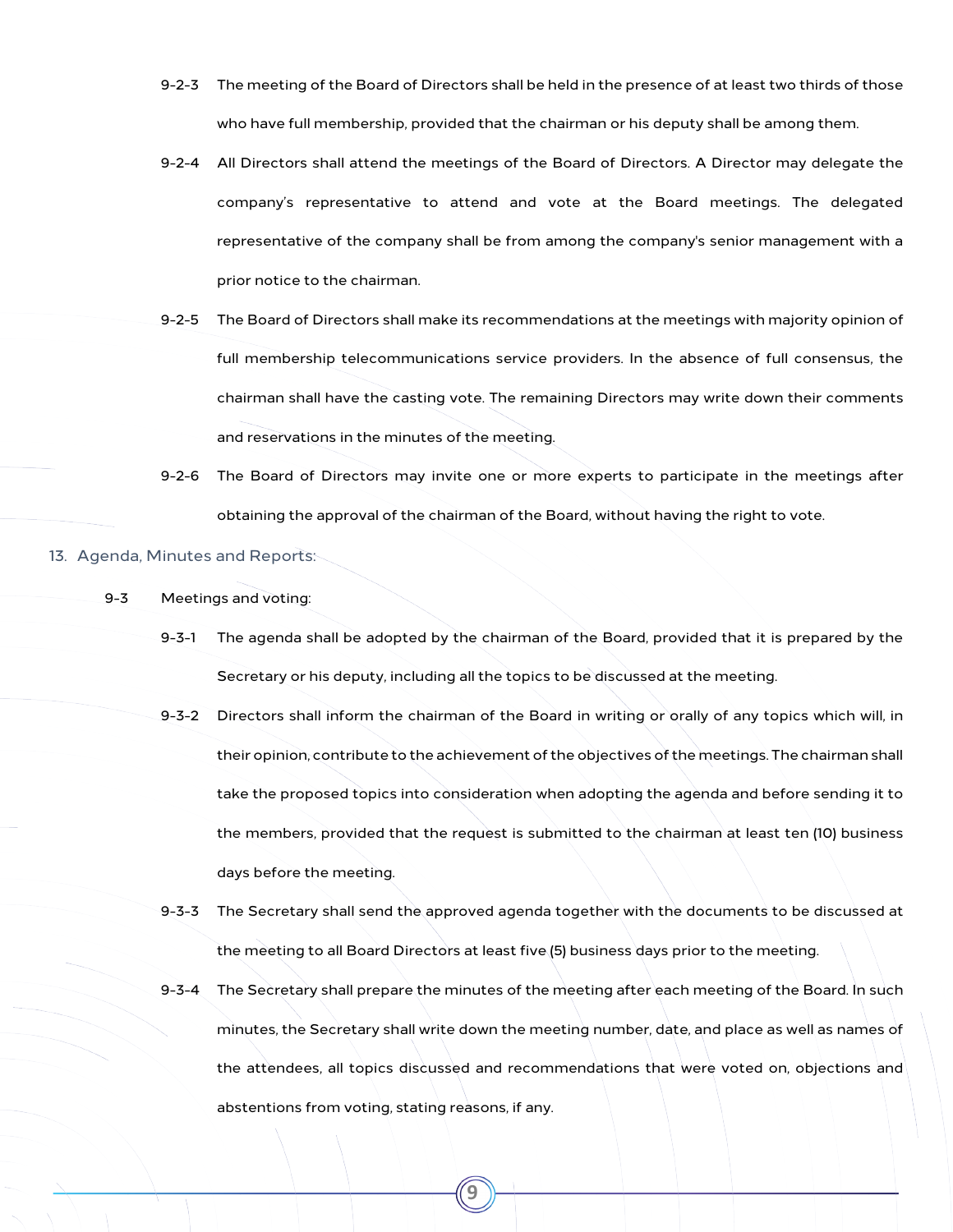9-2-3 The meeting of the Board of Directors shall be held in the presence of at least two thirds of those who have full membership, provided that the chairman or his deputy shall be among them.

9-2-4 All Directors shall attend the meetings of the Board of Directors. A Director may delegate the company's representative to attend and vote at the Board meetings. The delegated representative of the company shall be from among the company's senior management with a prior notice to the chairman.

9-2-5 The Board of Directors shall make its recommendations at the meetings with majority opinion of full membership telecommunications service providers. In the absence of full consensus, the chairman shall have the casting vote. The remaining Directors may write down their comments and reservations in the minutes of the meeting.

9-2-6 The Board of Directors may invite one or more experts to participate in the meetings after obtaining the approval of the chairman of the Board, without having the right to vote.

## 13. Agenda, Minutes and Reports:

9-3 Meetings and voting:

9-3-1 The agenda shall be adopted by the chairman of the Board, provided that it is prepared by the Secretary or his deputy, including all the topics to be discussed at the meeting.

9-3-2 Directors shall inform the chairman of the Board in writing or orally of any topics which will, in their opinion, contribute to the achievement of the objectives of the meetings. The chairman shall take the proposed topics into consideration when adopting the agenda and before sending it to the members, provided that the request is submitted to the chairman at least ten (10) business days before the meeting.

9-3-3 The Secretary shall send the approved agenda together with the documents to be discussed at the meeting to all Board Directors at least five (5) business days prior to the meeting.

9-3-4 The Secretary shall prepare the minutes of the meeting after each meeting of the Board. In such minutes, the Secretary shall write down the meeting number, date, and place as well as names of the attendees, all topics discussed and recommendations that were voted on, objections and abstentions from voting, stating reasons, if any.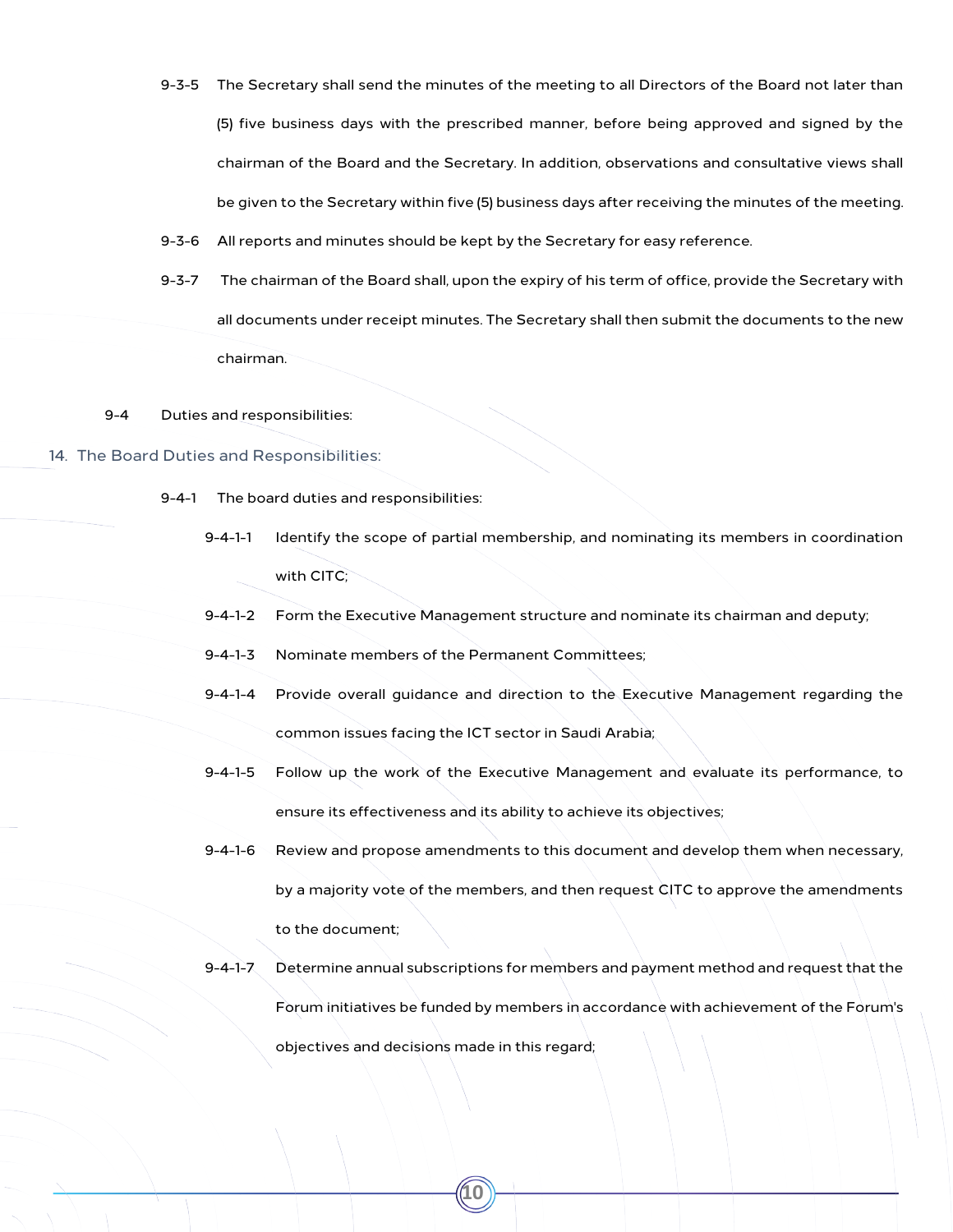9-3-5 The Secretary shall send the minutes of the meeting to all Directors of the Board not later than (5) five business days with the prescribed manner, before being approved and signed by the chairman of the Board and the Secretary. In addition, observations and consultative views shall be given to the Secretary within five (5) business days after receiving the minutes of the meeting.

9-3-6 All reports and minutes should be kept by the Secretary for easy reference.

9-3-7 The chairman of the Board shall, upon the expiry of his term of office, provide the Secretary with all documents under receipt minutes. The Secretary shall then submit the documents to the new chairman.

9-4 Duties and responsibilities:

## 14. The Board Duties and Responsibilities:

9-4-1 The board duties and responsibilities:

9-4-1-1 Identify the scope of partial membership, and nominating its members in coordination with CITC;

9-4-1-2 Form the Executive Management structure and nominate its chairman and deputy;

9-4-1-3 Nominate members of the Permanent Committees;

9-4-1-4 Provide overall guidance and direction to the Executive Management regarding the common issues facing the ICT sector in Saudi Arabia;

9-4-1-5 Follow up the work of the Executive Management and evaluate its performance, to ensure its effectiveness and its ability to achieve its objectives;

9-4-1-6 Review and propose amendments to this document and develop them when necessary, by a majority vote of the members, and then request CITC to approve the amendments to the document;

9-4-1-7 Determine annual subscriptions for members and payment method and request that the Forum initiatives be funded by members in accordance with achievement of the Forum's objectives and decisions made in this regard;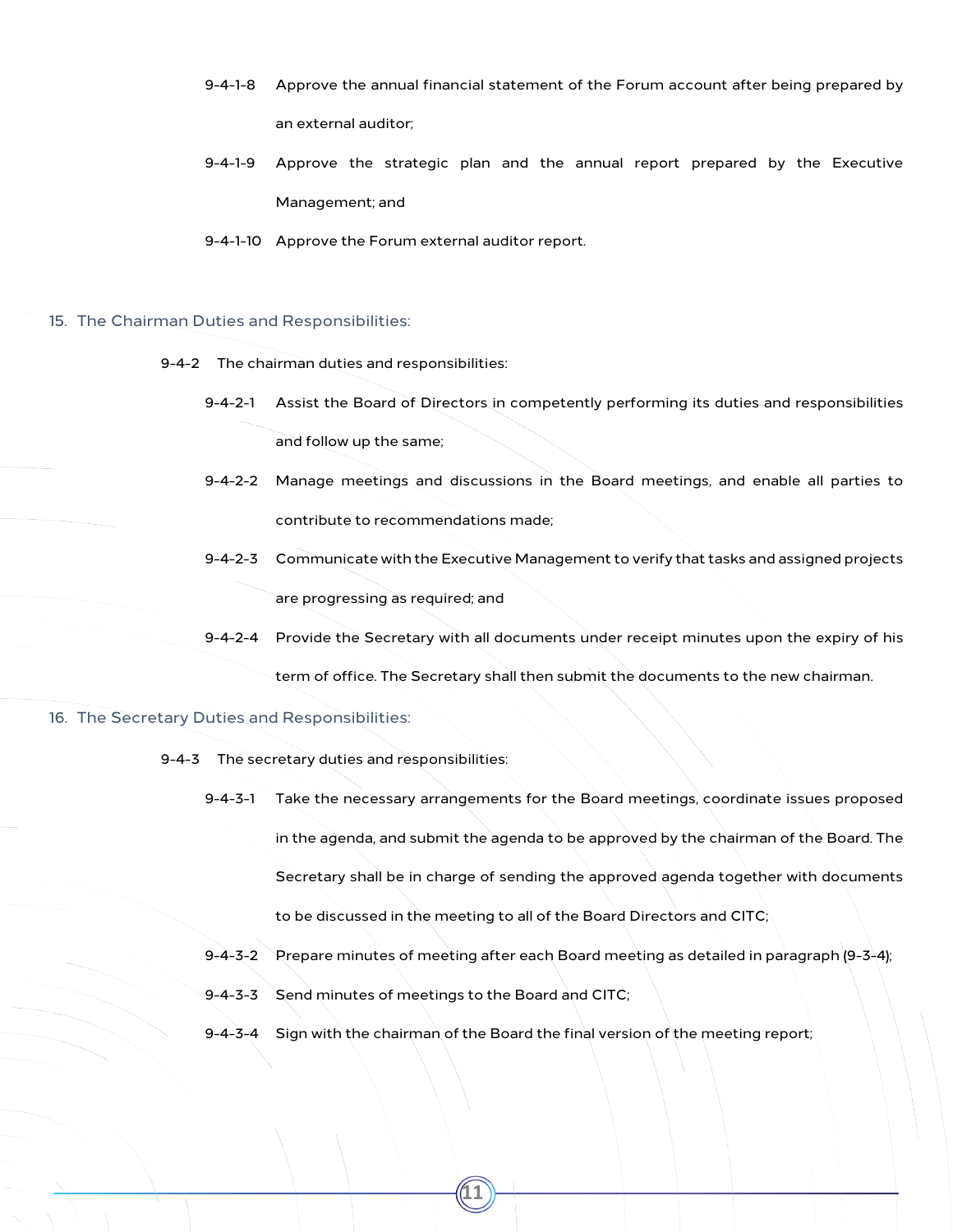- 9-4-1-8 Approve the annual financial statement of the Forum account after being prepared by an external auditor;
- 9-4-1-9 Approve the strategic plan and the annual report prepared by the Executive Management; and
- 9-4-1-10 Approve the Forum external auditor report.

## 15. The Chairman Duties and Responsibilities:

9-4-2 The chairman duties and responsibilities:

- 9-4-2-1 Assist the Board of Directors in competently performing its duties and responsibilities and follow up the same;
- 9-4-2-2 Manage meetings and discussions in the Board meetings, and enable all parties to contribute to recommendations made;
- 9-4-2-3 Communicate with the Executive Management to verify that tasks and assigned projects are progressing as required; and
- 9-4-2-4 Provide the Secretary with all documents under receipt minutes upon the expiry of his term of office. The Secretary shall then submit the documents to the new chairman.

## 16. The Secretary Duties and Responsibilities:

9-4-3 The secretary duties and responsibilities:

- 9-4-3-1 Take the necessary arrangements for the Board meetings, coordinate issues proposed in the agenda, and submit the agenda to be approved by the chairman of the Board. The Secretary shall be in charge of sending the approved agenda together with documents to be discussed in the meeting to all of the Board Directors and CITC;
- 9-4-3-2 Prepare minutes of meeting after each Board meeting as detailed in paragraph (9-3-4);
- 9-4-3-3 Send minutes of meetings to the Board and CITC;
- 9-4-3-4 Sign with the chairman of the Board the final version of the meeting report;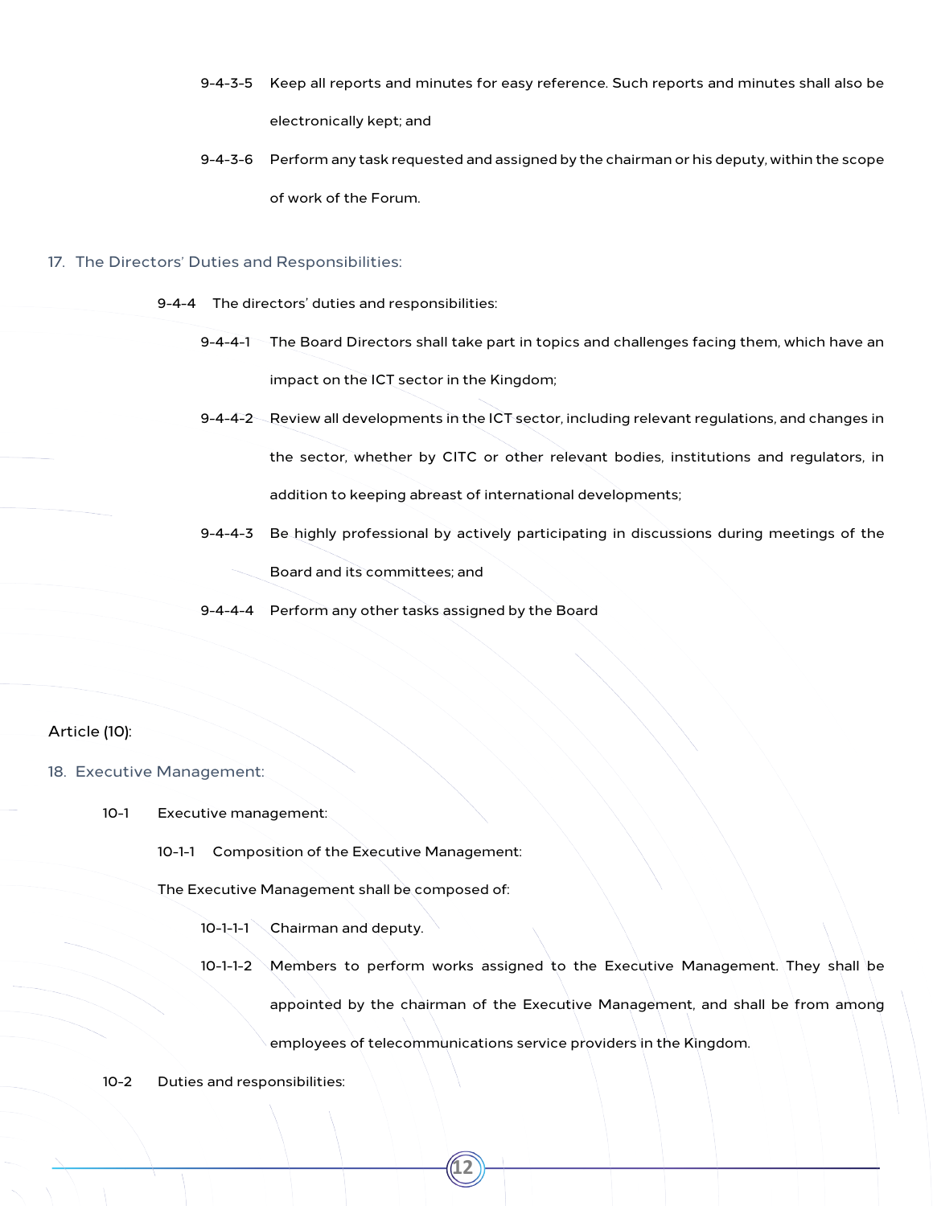9-4-3-5 Keep all reports and minutes for easy reference. Such reports and minutes shall also be electronically kept; and

9-4-3-6 Perform any task requested and assigned by the chairman or his deputy, within the scope of work of the Forum.

## 17. The Directors' Duties and Responsibilities:

9-4-4 The directors' duties and responsibilities:

9-4-4-1 The Board Directors shall take part in topics and challenges facing them, which have an impact on the ICT sector in the Kingdom;

9-4-4-2 Review all developments in the ICT sector, including relevant regulations, and changes in the sector, whether by CITC or other relevant bodies, institutions and regulators, in addition to keeping abreast of international developments;

9-4-4-3 Be highly professional by actively participating in discussions during meetings of the Board and its committees; and

9-4-4-4 Perform any other tasks assigned by the Board

Article (10):

## 18. Executive Management:

10-1 Executive management:

10-1-1 Composition of the Executive Management:

The Executive Management shall be composed of:

10-1-1-1 Chairman and deputy.

10-1-1-2 Members to perform works assigned to the Executive Management. They shall be appointed by the chairman of the Executive Management, and shall be from among employees of telecommunications service providers in the Kingdom.

10-2 Duties and responsibilities: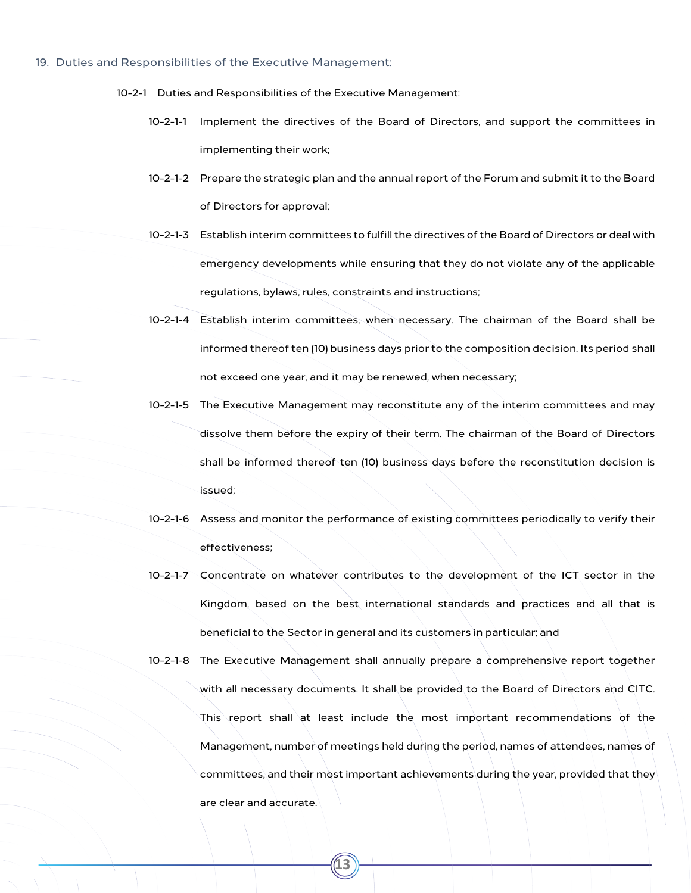## 19. Duties and Responsibilities of the Executive Management:

10-2-1 Duties and Responsibilities of the Executive Management:

- 10-2-1-1 Implement the directives of the Board of Directors, and support the committees in implementing their work;
- 10-2-1-2 Prepare the strategic plan and the annual report of the Forum and submit it to the Board of Directors for approval;
- 10-2-1-3 Establish interim committees to fulfill the directives of the Board of Directors or deal with emergency developments while ensuring that they do not violate any of the applicable regulations, bylaws, rules, constraints and instructions;
- 10-2-1-4 Establish interim committees, when necessary. The chairman of the Board shall be informed thereof ten (10) business days prior to the composition decision. Its period shall not exceed one year, and it may be renewed, when necessary;
- 10-2-1-5 The Executive Management may reconstitute any of the interim committees and may dissolve them before the expiry of their term. The chairman of the Board of Directors shall be informed thereof ten (10) business days before the reconstitution decision is issued;
- 10-2-1-6 Assess and monitor the performance of existing committees periodically to verify their effectiveness;
- 10-2-1-7 Concentrate on whatever contributes to the development of the ICT sector in the Kingdom, based on the best international standards and practices and all that is beneficial to the Sector in general and its customers in particular; and
- 10-2-1-8 The Executive Management shall annually prepare a comprehensive report together with all necessary documents. It shall be provided to the Board of Directors and CITC. This report shall at least include the most important recommendations of the Management, number of meetings held during the period, names of attendees, names of committees, and their most important achievements during the year, provided that they are clear and accurate.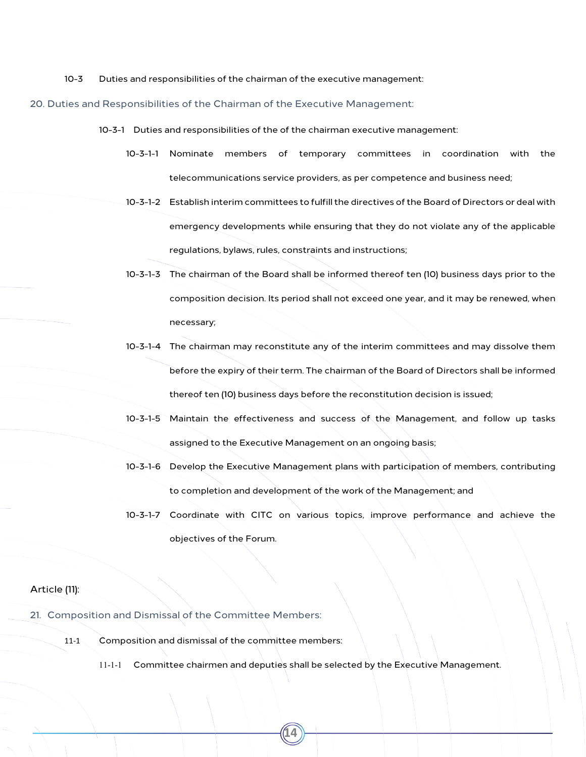10-3 Duties and responsibilities of the chairman of the executive management:

## 20. Duties and Responsibilities of the Chairman of the Executive Management:

10-3-1 Duties and responsibilities of the of the chairman executive management:

10-3-1-1 Nominate members of temporary committees in coordination with the telecommunications service providers, as per competence and business need;

10-3-1-2 Establish interim committees to fulfill the directives of the Board of Directors or deal with emergency developments while ensuring that they do not violate any of the applicable regulations, bylaws, rules, constraints and instructions;

10-3-1-3 The chairman of the Board shall be informed thereof ten (10) business days prior to the composition decision. Its period shall not exceed one year, and it may be renewed, when necessary;

10-3-1-4 The chairman may reconstitute any of the interim committees and may dissolve them before the expiry of their term. The chairman of the Board of Directors shall be informed thereof ten (10) business days before the reconstitution decision is issued;

10-3-1-5 Maintain the effectiveness and success of the Management, and follow up tasks assigned to the Executive Management on an ongoing basis;

10-3-1-6 Develop the Executive Management plans with participation of members, contributing to completion and development of the work of the Management; and

10-3-1-7 Coordinate with CITC on various topics, improve performance and achieve the objectives of the Forum.

Article (11):

## 21. Composition and Dismissal of the Committee Members:

11-1 Composition and dismissal of the committee members:

11-1-1 Committee chairmen and deputies shall be selected by the Executive Management.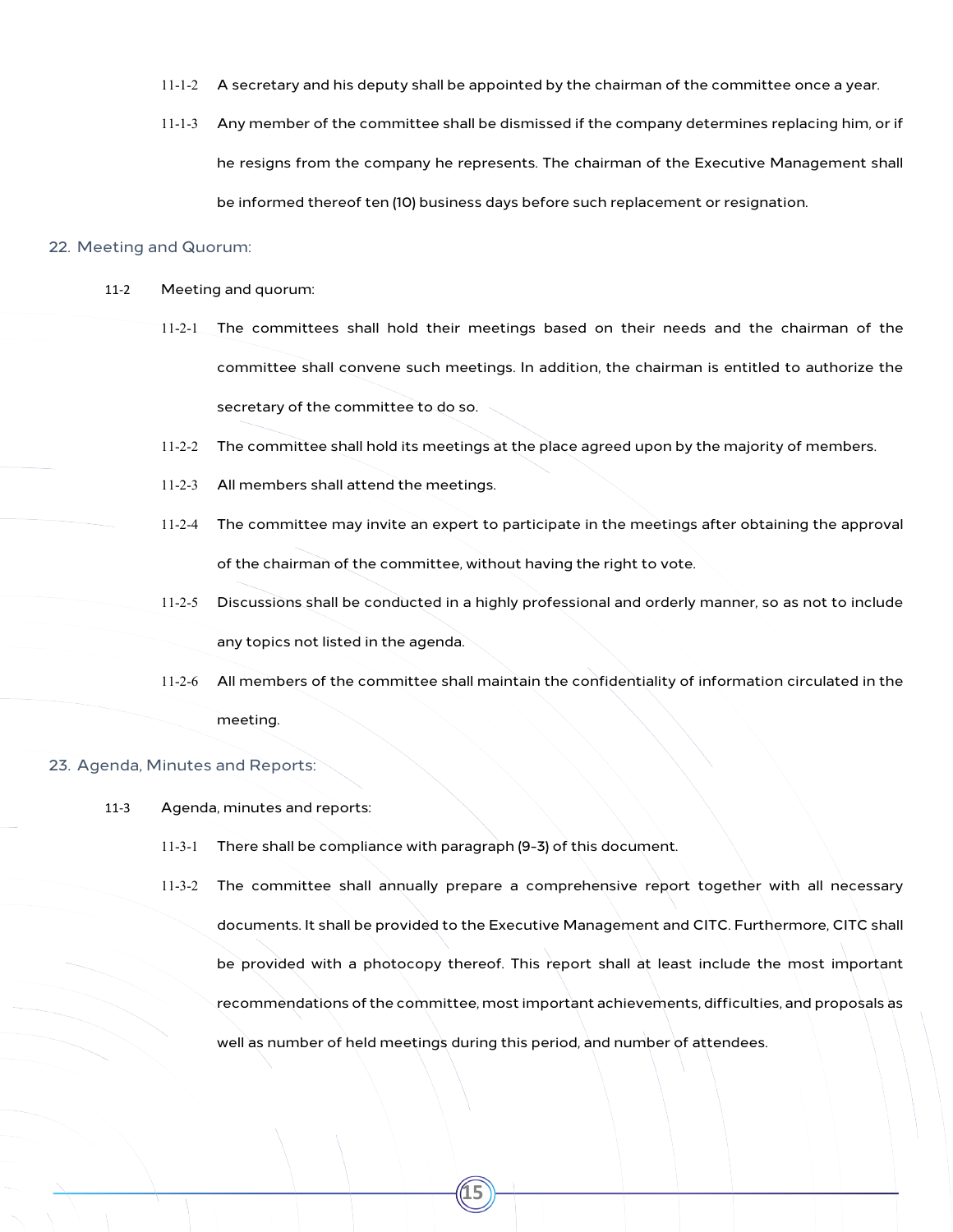11-1-2 A secretary and his deputy shall be appointed by the chairman of the committee once a year.

11-1-3 Any member of the committee shall be dismissed if the company determines replacing him, or if he resigns from the company he represents. The chairman of the Executive Management shall be informed thereof ten (10) business days before such replacement or resignation.

## 22. Meeting and Quorum:

11-2 Meeting and quorum:

11-2-1 The committees shall hold their meetings based on their needs and the chairman of the committee shall convene such meetings. In addition, the chairman is entitled to authorize the secretary of the committee to do so.

11-2-2 The committee shall hold its meetings at the place agreed upon by the majority of members.

11-2-3 All members shall attend the meetings.

11-2-4 The committee may invite an expert to participate in the meetings after obtaining the approval of the chairman of the committee, without having the right to vote.

11-2-5 Discussions shall be conducted in a highly professional and orderly manner, so as not to include any topics not listed in the agenda.

11-2-6 All members of the committee shall maintain the confidentiality of information circulated in the meeting.

## 23. Agenda, Minutes and Reports:

11-3 Agenda, minutes and reports:

11-3-1 There shall be compliance with paragraph (9-3) of this document.

11-3-2 The committee shall annually prepare a comprehensive report together with all necessary documents. It shall be provided to the Executive Management and CITC. Furthermore, CITC shall be provided with a photocopy thereof. This report shall at least include the most important recommendations of the committee, most important achievements, difficulties, and proposals as well as number of held meetings during this period, and number of attendees.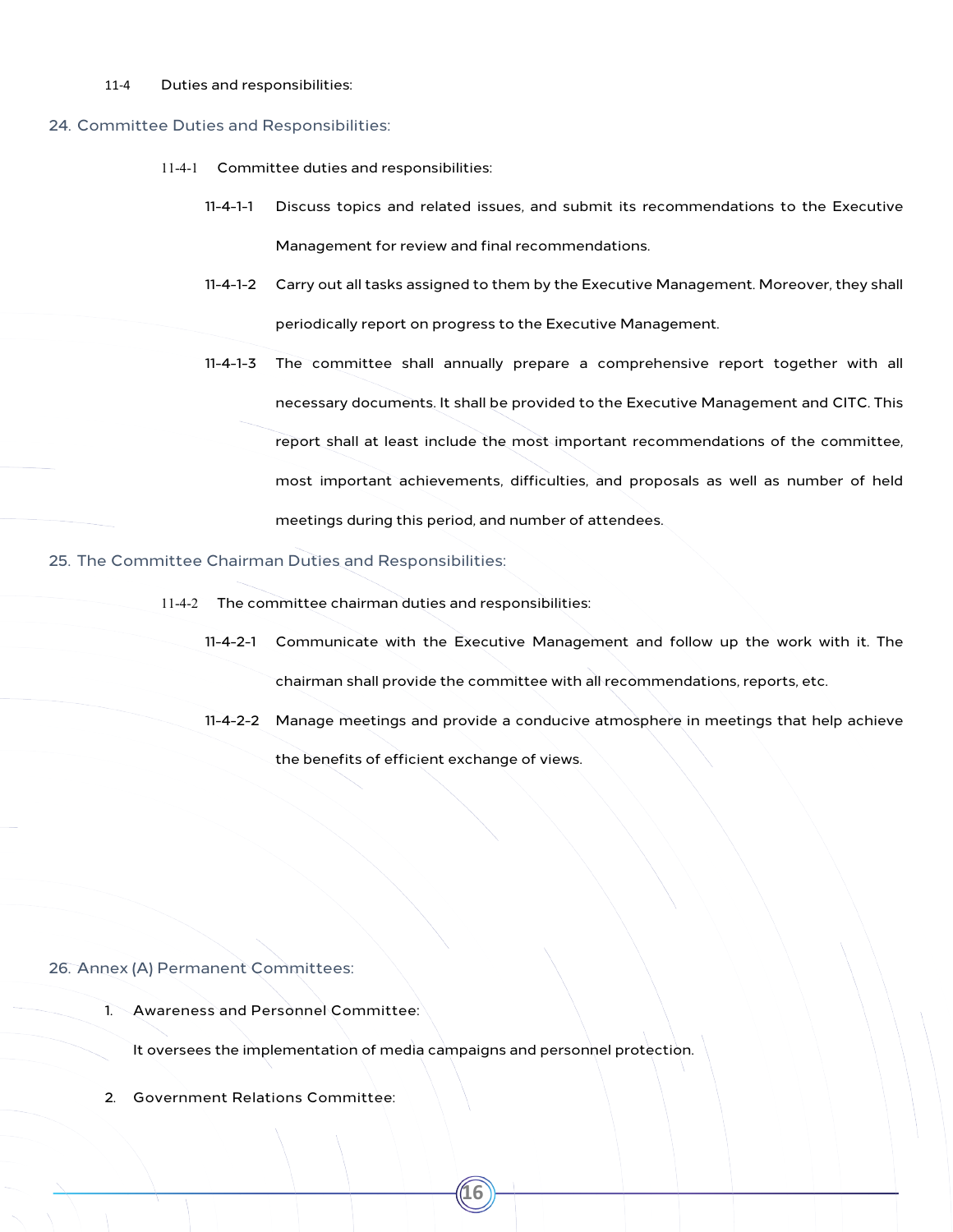11-4 Duties and responsibilities:

## 24. Committee Duties and Responsibilities:

11-4-1 Committee duties and responsibilities:

11-4-1-1 Discuss topics and related issues, and submit its recommendations to the Executive Management for review and final recommendations.

11-4-1-2 Carry out all tasks assigned to them by the Executive Management. Moreover, they shall periodically report on progress to the Executive Management.

11-4-1-3 The committee shall annually prepare a comprehensive report together with all necessary documents. It shall be provided to the Executive Management and CITC. This report shall at least include the most important recommendations of the committee, most important achievements, difficulties, and proposals as well as number of held meetings during this period, and number of attendees.

## 25. The Committee Chairman Duties and Responsibilities:

11-4-2 The committee chairman duties and responsibilities:

11-4-2-1 Communicate with the Executive Management and follow up the work with it. The chairman shall provide the committee with all recommendations, reports, etc.

11-4-2-2 Manage meetings and provide a conducive atmosphere in meetings that help achieve the benefits of efficient exchange of views.

## 26. Annex (A) Permanent Committees:

1. Awareness and Personnel Committee:

   It oversees the implementation of media campaigns and personnel protection.

2. Government Relations Committee: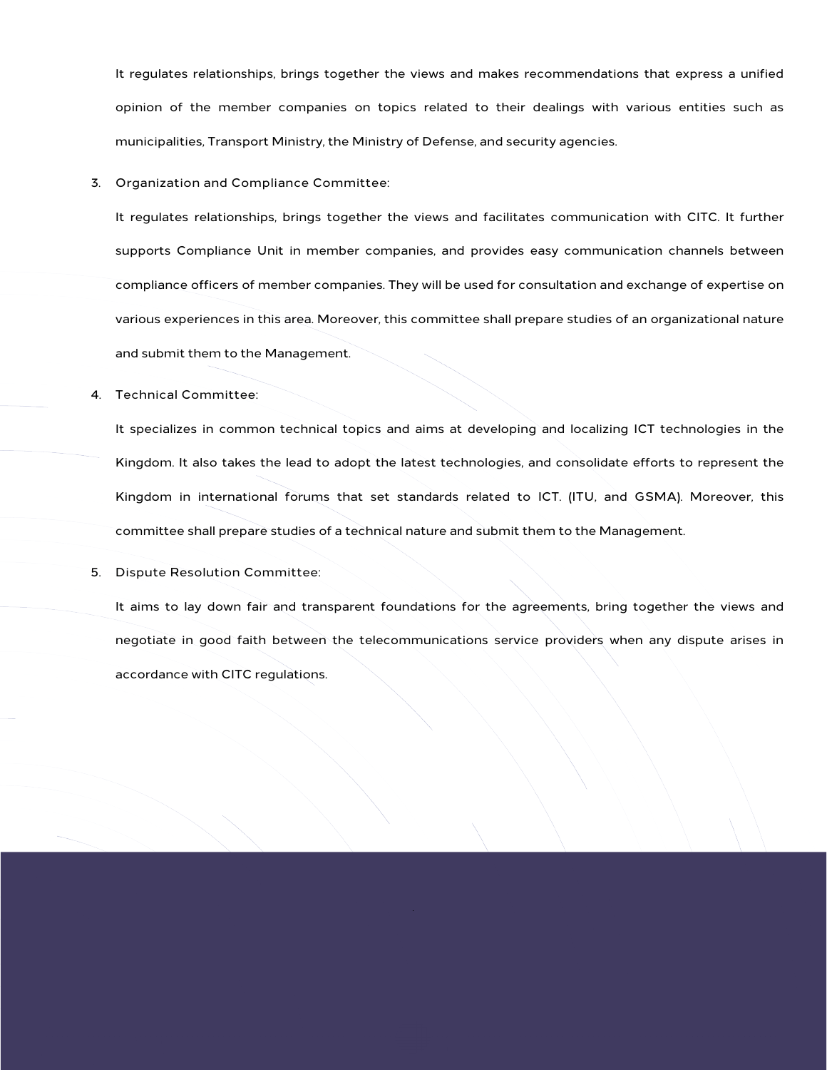It regulates relationships, brings together the views and makes recommendations that express a unified opinion of the member companies on topics related to their dealings with various entities such as municipalities, Transport Ministry, the Ministry of Defense, and security agencies.

3. Organization and Compliance Committee:

   It regulates relationships, brings together the views and facilitates communication with CITC. It further supports Compliance Unit in member companies, and provides easy communication channels between compliance officers of member companies. They will be used for consultation and exchange of expertise on various experiences in this area. Moreover, this committee shall prepare studies of an organizational nature and submit them to the Management.

4. Technical Committee:

   It specializes in common technical topics and aims at developing and localizing ICT technologies in the Kingdom. It also takes the lead to adopt the latest technologies, and consolidate efforts to represent the Kingdom in international forums that set standards related to ICT. (ITU, and GSMA). Moreover, this committee shall prepare studies of a technical nature and submit them to the Management.

5. Dispute Resolution Committee:

   It aims to lay down fair and transparent foundations for the agreements, bring together the views and negotiate in good faith between the telecommunications service providers when any dispute arises in accordance with CITC regulations.